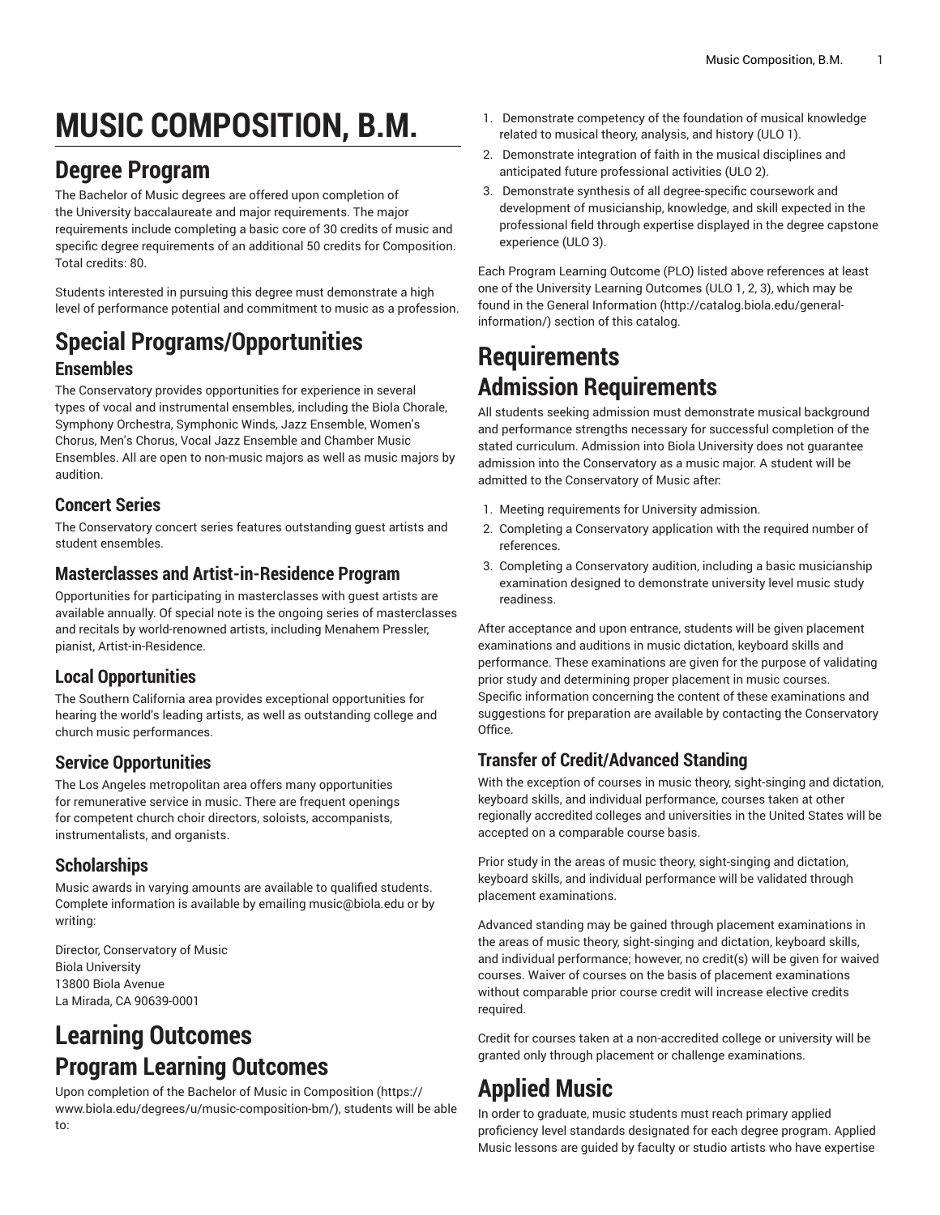# MUSIC COMPOSITION, B.M.

## Degree Program

The Bachelor of Music degrees are offered upon completion of the University baccalaureate and major requirements. The major requirements include completing a basic core of 30 credits of music and specific degree requirements of an additional 50 credits for Composition. Total credits: 80.

Students interested in pursuing this degree must demonstrate a high level of performance potential and commitment to music as a profession.

## Special Programs/Opportunities

### Ensembles

The Conservatory provides opportunities for experience in several types of vocal and instrumental ensembles, including the Biola Chorale, Symphony Orchestra, Symphonic Winds, Jazz Ensemble, Women's Chorus, Men's Chorus, Vocal Jazz Ensemble and Chamber Music Ensembles. All are open to non-music majors as well as music majors by audition.

### Concert Series

The Conservatory concert series features outstanding guest artists and student ensembles.

### Masterclasses and Artist-in-Residence Program

Opportunities for participating in masterclasses with guest artists are available annually. Of special note is the ongoing series of masterclasses and recitals by world-renowned artists, including Menahem Pressler, pianist, Artist-in-Residence.

### Local Opportunities

The Southern California area provides exceptional opportunities for hearing the world's leading artists, as well as outstanding college and church music performances.

### Service Opportunities

The Los Angeles metropolitan area offers many opportunities for remunerative service in music. There are frequent openings for competent church choir directors, soloists, accompanists, instrumentalists, and organists.

### Scholarships

Music awards in varying amounts are available to qualified students. Complete information is available by emailing music@biola.edu or by writing:

Director, Conservatory of Music
Biola University
13800 Biola Avenue
La Mirada, CA 90639-0001

## Learning Outcomes

## Program Learning Outcomes

Upon completion of the Bachelor of Music in Composition (https://www.biola.edu/degrees/u/music-composition-bm/), students will be able to:

1. Demonstrate competency of the foundation of musical knowledge related to musical theory, analysis, and history (ULO 1).
2. Demonstrate integration of faith in the musical disciplines and anticipated future professional activities (ULO 2).
3. Demonstrate synthesis of all degree-specific coursework and development of musicianship, knowledge, and skill expected in the professional field through expertise displayed in the degree capstone experience (ULO 3).

Each Program Learning Outcome (PLO) listed above references at least one of the University Learning Outcomes (ULO 1, 2, 3), which may be found in the General Information (http://catalog.biola.edu/general-information/) section of this catalog.

## Requirements

## Admission Requirements

All students seeking admission must demonstrate musical background and performance strengths necessary for successful completion of the stated curriculum. Admission into Biola University does not guarantee admission into the Conservatory as a music major. A student will be admitted to the Conservatory of Music after:

1. Meeting requirements for University admission.
2. Completing a Conservatory application with the required number of references.
3. Completing a Conservatory audition, including a basic musicianship examination designed to demonstrate university level music study readiness.

After acceptance and upon entrance, students will be given placement examinations and auditions in music dictation, keyboard skills and performance. These examinations are given for the purpose of validating prior study and determining proper placement in music courses. Specific information concerning the content of these examinations and suggestions for preparation are available by contacting the Conservatory Office.

### Transfer of Credit/Advanced Standing

With the exception of courses in music theory, sight-singing and dictation, keyboard skills, and individual performance, courses taken at other regionally accredited colleges and universities in the United States will be accepted on a comparable course basis.

Prior study in the areas of music theory, sight-singing and dictation, keyboard skills, and individual performance will be validated through placement examinations.

Advanced standing may be gained through placement examinations in the areas of music theory, sight-singing and dictation, keyboard skills, and individual performance; however, no credit(s) will be given for waived courses. Waiver of courses on the basis of placement examinations without comparable prior course credit will increase elective credits required.

Credit for courses taken at a non-accredited college or university will be granted only through placement or challenge examinations.

## Applied Music

In order to graduate, music students must reach primary applied proficiency level standards designated for each degree program. Applied Music lessons are guided by faculty or studio artists who have expertise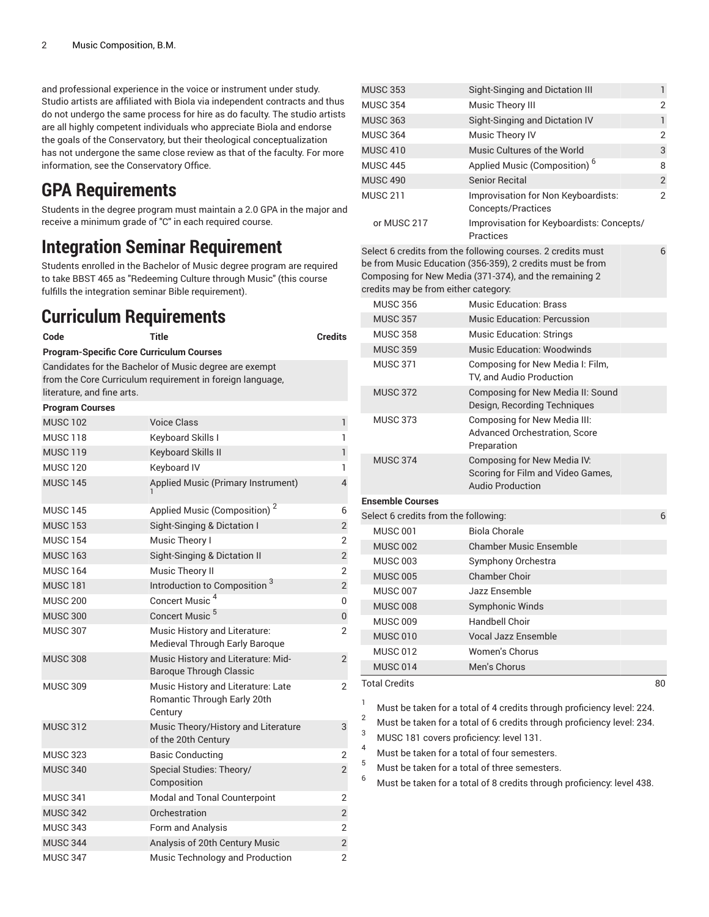and professional experience in the voice or instrument under study. Studio artists are affiliated with Biola via independent contracts and thus do not undergo the same process for hire as do faculty. The studio artists are all highly competent individuals who appreciate Biola and endorse the goals of the Conservatory, but their theological conceptualization has not undergone the same close review as that of the faculty. For more information, see the Conservatory Office.

# GPA Requirements

Students in the degree program must maintain a 2.0 GPA in the major and receive a minimum grade of "C" in each required course.

# Integration Seminar Requirement

Students enrolled in the Bachelor of Music degree program are required to take BBST 465 as "Redeeming Culture through Music" (this course fulfills the integration seminar Bible requirement).

# Curriculum Requirements

| Code | Title | Credits |
|---|---|---|
| **Program-Specific Core Curriculum Courses** | | |
| Candidates for the Bachelor of Music degree are exempt from the Core Curriculum requirement in foreign language, literature, and fine arts. | | |
| **Program Courses** | | |
| MUSC 102 | Voice Class | 1 |
| MUSC 118 | Keyboard Skills I | 1 |
| MUSC 119 | Keyboard Skills II | 1 |
| MUSC 120 | Keyboard IV | 1 |
| MUSC 145 | Applied Music (Primary Instrument) [1] | 4 |
| MUSC 145 | Applied Music (Composition) [2] | 6 |
| MUSC 153 | Sight-Singing & Dictation I | 2 |
| MUSC 154 | Music Theory I | 2 |
| MUSC 163 | Sight-Singing & Dictation II | 2 |
| MUSC 164 | Music Theory II | 2 |
| MUSC 181 | Introduction to Composition [3] | 2 |
| MUSC 200 | Concert Music [4] | 0 |
| MUSC 300 | Concert Music [5] | 0 |
| MUSC 307 | Music History and Literature: Medieval Through Early Baroque | 2 |
| MUSC 308 | Music History and Literature: Mid-Baroque Through Classic | 2 |
| MUSC 309 | Music History and Literature: Late Romantic Through Early 20th Century | 2 |
| MUSC 312 | Music Theory/History and Literature of the 20th Century | 3 |
| MUSC 323 | Basic Conducting | 2 |
| MUSC 340 | Special Studies: Theory/Composition | 2 |
| MUSC 341 | Modal and Tonal Counterpoint | 2 |
| MUSC 342 | Orchestration | 2 |
| MUSC 343 | Form and Analysis | 2 |
| MUSC 344 | Analysis of 20th Century Music | 2 |
| MUSC 347 | Music Technology and Production | 2 |
| MUSC 353 | Sight-Singing and Dictation III | 1 |
| MUSC 354 | Music Theory III | 2 |
| MUSC 363 | Sight-Singing and Dictation IV | 1 |
| MUSC 364 | Music Theory IV | 2 |
| MUSC 410 | Music Cultures of the World | 3 |
| MUSC 445 | Applied Music (Composition) [6] | 8 |
| MUSC 490 | Senior Recital | 2 |
| MUSC 211 | Improvisation for Non Keyboardists: Concepts/Practices | 2 |
| or MUSC 217 | Improvisation for Keyboardists: Concepts/Practices | |
| Select 6 credits from the following courses. 2 credits must be from Music Education (356-359), 2 credits must be from Composing for New Media (371-374), and the remaining 2 credits may be from either category: | | 6 |
| MUSC 356 | Music Education: Brass | |
| MUSC 357 | Music Education: Percussion | |
| MUSC 358 | Music Education: Strings | |
| MUSC 359 | Music Education: Woodwinds | |
| MUSC 371 | Composing for New Media I: Film, TV, and Audio Production | |
| MUSC 372 | Composing for New Media II: Sound Design, Recording Techniques | |
| MUSC 373 | Composing for New Media III: Advanced Orchestration, Score Preparation | |
| MUSC 374 | Composing for New Media IV: Scoring for Film and Video Games, Audio Production | |
| **Ensemble Courses** | | |
| Select 6 credits from the following: | | 6 |
| MUSC 001 | Biola Chorale | |
| MUSC 002 | Chamber Music Ensemble | |
| MUSC 003 | Symphony Orchestra | |
| MUSC 005 | Chamber Choir | |
| MUSC 007 | Jazz Ensemble | |
| MUSC 008 | Symphonic Winds | |
| MUSC 009 | Handbell Choir | |
| MUSC 010 | Vocal Jazz Ensemble | |
| MUSC 012 | Women's Chorus | |
| MUSC 014 | Men's Chorus | |
| Total Credits | | 80 |

1. Must be taken for a total of 4 credits through proficiency level: 224.
2. Must be taken for a total of 6 credits through proficiency level: 234.
3. MUSC 181 covers proficiency: level 131.
4. Must be taken for a total of four semesters.
5. Must be taken for a total of three semesters.
6. Must be taken for a total of 8 credits through proficiency: level 438.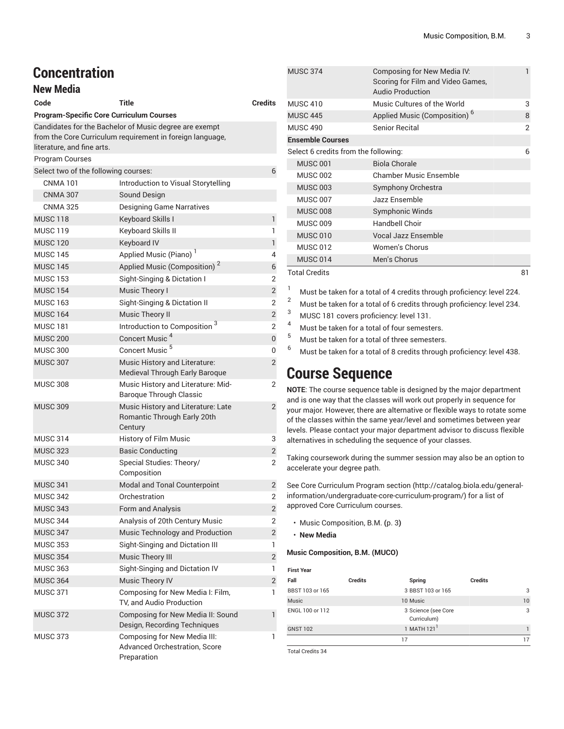# Concentration

## New Media

| Code | Title | Credits |
|---|---|---|
| **Program-Specific Core Curriculum Courses** | | |
| Candidates for the Bachelor of Music degree are exempt from the Core Curriculum requirement in foreign language, literature, and fine arts. | | |
| Program Courses | | |
| Select two of the following courses: | | 6 |
| CNMA 101 | Introduction to Visual Storytelling | |
| CNMA 307 | Sound Design | |
| CNMA 325 | Designing Game Narratives | |
| MUSC 118 | Keyboard Skills I | 1 |
| MUSC 119 | Keyboard Skills II | 1 |
| MUSC 120 | Keyboard IV | 1 |
| MUSC 145 | Applied Music (Piano) [1] | 4 |
| MUSC 145 | Applied Music (Composition) [2] | 6 |
| MUSC 153 | Sight-Singing & Dictation I | 2 |
| MUSC 154 | Music Theory I | 2 |
| MUSC 163 | Sight-Singing & Dictation II | 2 |
| MUSC 164 | Music Theory II | 2 |
| MUSC 181 | Introduction to Composition [3] | 2 |
| MUSC 200 | Concert Music [4] | 0 |
| MUSC 300 | Concert Music [5] | 0 |
| MUSC 307 | Music History and Literature: Medieval Through Early Baroque | 2 |
| MUSC 308 | Music History and Literature: Mid-Baroque Through Classic | 2 |
| MUSC 309 | Music History and Literature: Late Romantic Through Early 20th Century | 2 |
| MUSC 314 | History of Film Music | 3 |
| MUSC 323 | Basic Conducting | 2 |
| MUSC 340 | Special Studies: Theory/ Composition | 2 |
| MUSC 341 | Modal and Tonal Counterpoint | 2 |
| MUSC 342 | Orchestration | 2 |
| MUSC 343 | Form and Analysis | 2 |
| MUSC 344 | Analysis of 20th Century Music | 2 |
| MUSC 347 | Music Technology and Production | 2 |
| MUSC 353 | Sight-Singing and Dictation III | 1 |
| MUSC 354 | Music Theory III | 2 |
| MUSC 363 | Sight-Singing and Dictation IV | 1 |
| MUSC 364 | Music Theory IV | 2 |
| MUSC 371 | Composing for New Media I: Film, TV, and Audio Production | 1 |
| MUSC 372 | Composing for New Media II: Sound Design, Recording Techniques | 1 |
| MUSC 373 | Composing for New Media III: Advanced Orchestration, Score Preparation | 1 |
| MUSC 374 | Composing for New Media IV: Scoring for Film and Video Games, Audio Production | 1 |
| MUSC 410 | Music Cultures of the World | 3 |
| MUSC 445 | Applied Music (Composition) [6] | 8 |
| MUSC 490 | Senior Recital | 2 |
| **Ensemble Courses** | | |
| Select 6 credits from the following: | | 6 |
| MUSC 001 | Biola Chorale | |
| MUSC 002 | Chamber Music Ensemble | |
| MUSC 003 | Symphony Orchestra | |
| MUSC 007 | Jazz Ensemble | |
| MUSC 008 | Symphonic Winds | |
| MUSC 009 | Handbell Choir | |
| MUSC 010 | Vocal Jazz Ensemble | |
| MUSC 012 | Women's Chorus | |
| MUSC 014 | Men's Chorus | |
| Total Credits | | 81 |

1. Must be taken for a total of 4 credits through proficiency: level 224.
2. Must be taken for a total of 6 credits through proficiency: level 234.
3. MUSC 181 covers proficiency: level 131.
4. Must be taken for a total of four semesters.
5. Must be taken for a total of three semesters.
6. Must be taken for a total of 8 credits through proficiency: level 438.

# Course Sequence

**NOTE**: The course sequence table is designed by the major department and is one way that the classes will work out properly in sequence for your major. However, there are alternative or flexible ways to rotate some of the classes within the same year/level and sometimes between year levels. Please contact your major department advisor to discuss flexible alternatives in scheduling the sequence of your classes.

Taking coursework during the summer session may also be an option to accelerate your degree path.

See Core Curriculum Program section (http://catalog.biola.edu/general-information/undergraduate-core-curriculum-program/) for a list of approved Core Curriculum courses.

- Music Composition, B.M. (p. 3)
- **New Media**

#### Music Composition, B.M. (MUCO)

| First Year | | | |
|---|---|---|---|
| **Fall** | **Credits** | **Spring** | **Credits** |
| BBST 103 or 165 | 3 | BBST 103 or 165 | 3 |
| Music | 10 | Music | 10 |
| ENGL 100 or 112 | 3 | Science (see Core Curriculum) | 3 |
| GNST 102 | 1 | MATH 121 [1] | 1 |
| | 17 | | 17 |

Total Credits 34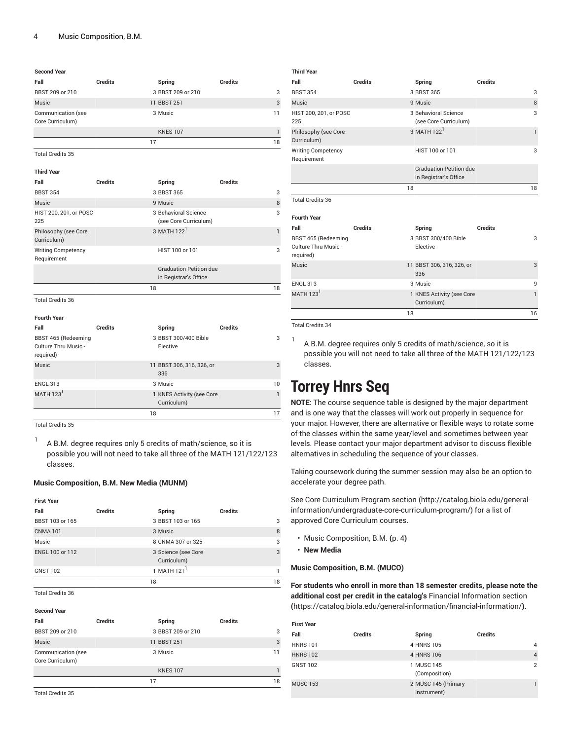| Second Year | | | |
|---|---|---|---|
| Fall | Credits | Spring | Credits |
| BBST 209 or 210 | 3 | BBST 209 or 210 | 3 |
| Music | 11 | BBST 251 | 3 |
| Communication (see Core Curriculum) | 3 | Music | 11 |
| | | KNES 107 | 1 |
| | 17 | | 18 |

Total Credits 35

| Third Year | | | |
|---|---|---|---|
| Fall | Credits | Spring | Credits |
| BBST 354 | 3 | BBST 365 | 3 |
| Music | 9 | Music | 8 |
| HIST 200, 201, or POSC 225 | 3 | Behavioral Science (see Core Curriculum) | 3 |
| Philosophy (see Core Curriculum) | 3 | MATH 122[1] | 1 |
| Writing Competency Requirement | | HIST 100 or 101 | 3 |
| | | Graduation Petition due in Registrar's Office | |
| | 18 | | 18 |

Total Credits 36

| Fourth Year | | | |
|---|---|---|---|
| Fall | Credits | Spring | Credits |
| BBST 465 (Redeeming Culture Thru Music - required) | 3 | BBST 300/400 Bible Elective | 3 |
| Music | 11 | BBST 306, 316, 326, or 336 | 3 |
| ENGL 313 | 3 | Music | 10 |
| MATH 123[1] | 1 | KNES Activity (see Core Curriculum) | 1 |
| | 18 | | 17 |

Total Credits 35

1. A B.M. degree requires only 5 credits of math/science, so it is possible you will not need to take all three of the MATH 121/122/123 classes.

**Music Composition, B.M. New Media (MUNM)**

| First Year | | | |
|---|---|---|---|
| Fall | Credits | Spring | Credits |
| BBST 103 or 165 | 3 | BBST 103 or 165 | 3 |
| CNMA 101 | 3 | Music | 8 |
| Music | 8 | CNMA 307 or 325 | 3 |
| ENGL 100 or 112 | 3 | Science (see Core Curriculum) | 3 |
| GNST 102 | 1 | MATH 121[1] | 1 |
| | 18 | | 18 |

Total Credits 36

| Second Year | | | |
|---|---|---|---|
| Fall | Credits | Spring | Credits |
| BBST 209 or 210 | 3 | BBST 209 or 210 | 3 |
| Music | 11 | BBST 251 | 3 |
| Communication (see Core Curriculum) | 3 | Music | 11 |
| | | KNES 107 | 1 |
| | 17 | | 18 |

Total Credits 35

| Third Year | | | |
|---|---|---|---|
| Fall | Credits | Spring | Credits |
| BBST 354 | 3 | BBST 365 | 3 |
| Music | 9 | Music | 8 |
| HIST 200, 201, or POSC 225 | 3 | Behavioral Science (see Core Curriculum) | 3 |
| Philosophy (see Core Curriculum) | 3 | MATH 122[1] | 1 |
| Writing Competency Requirement | | HIST 100 or 101 | 3 |
| | | Graduation Petition due in Registrar's Office | |
| | 18 | | 18 |

Total Credits 36

| Fourth Year | | | |
|---|---|---|---|
| Fall | Credits | Spring | Credits |
| BBST 465 (Redeeming Culture Thru Music - required) | 3 | BBST 300/400 Bible Elective | 3 |
| Music | 11 | BBST 306, 316, 326, or 336 | 3 |
| ENGL 313 | 3 | Music | 9 |
| MATH 123[1] | 1 | KNES Activity (see Core Curriculum) | 1 |
| | 18 | | 16 |

Total Credits 34

1. A B.M. degree requires only 5 credits of math/science, so it is possible you will not need to take all three of the MATH 121/122/123 classes.

# Torrey Hnrs Seq

**NOTE**: The course sequence table is designed by the major department and is one way that the classes will work out properly in sequence for your major. However, there are alternative or flexible ways to rotate some of the classes within the same year/level and sometimes between year levels. Please contact your major department advisor to discuss flexible alternatives in scheduling the sequence of your classes.

Taking coursework during the summer session may also be an option to accelerate your degree path.

See Core Curriculum Program section (http://catalog.biola.edu/general-information/undergraduate-core-curriculum-program/) for a list of approved Core Curriculum courses.

- Music Composition, B.M. (p. 4)
- **New Media**

**Music Composition, B.M. (MUCO)**

**For students who enroll in more than 18 semester credits, please note the additional cost per credit in the catalog's** Financial Information section **(**https://catalog.biola.edu/general-information/financial-information/**).**

| First Year | | | |
|---|---|---|---|
| Fall | Credits | Spring | Credits |
| HNRS 101 | 4 | HNRS 105 | 4 |
| HNRS 102 | 4 | HNRS 106 | 4 |
| GNST 102 | 1 | MUSC 145 (Composition) | 2 |
| MUSC 153 | 2 | MUSC 145 (Primary Instrument) | 1 |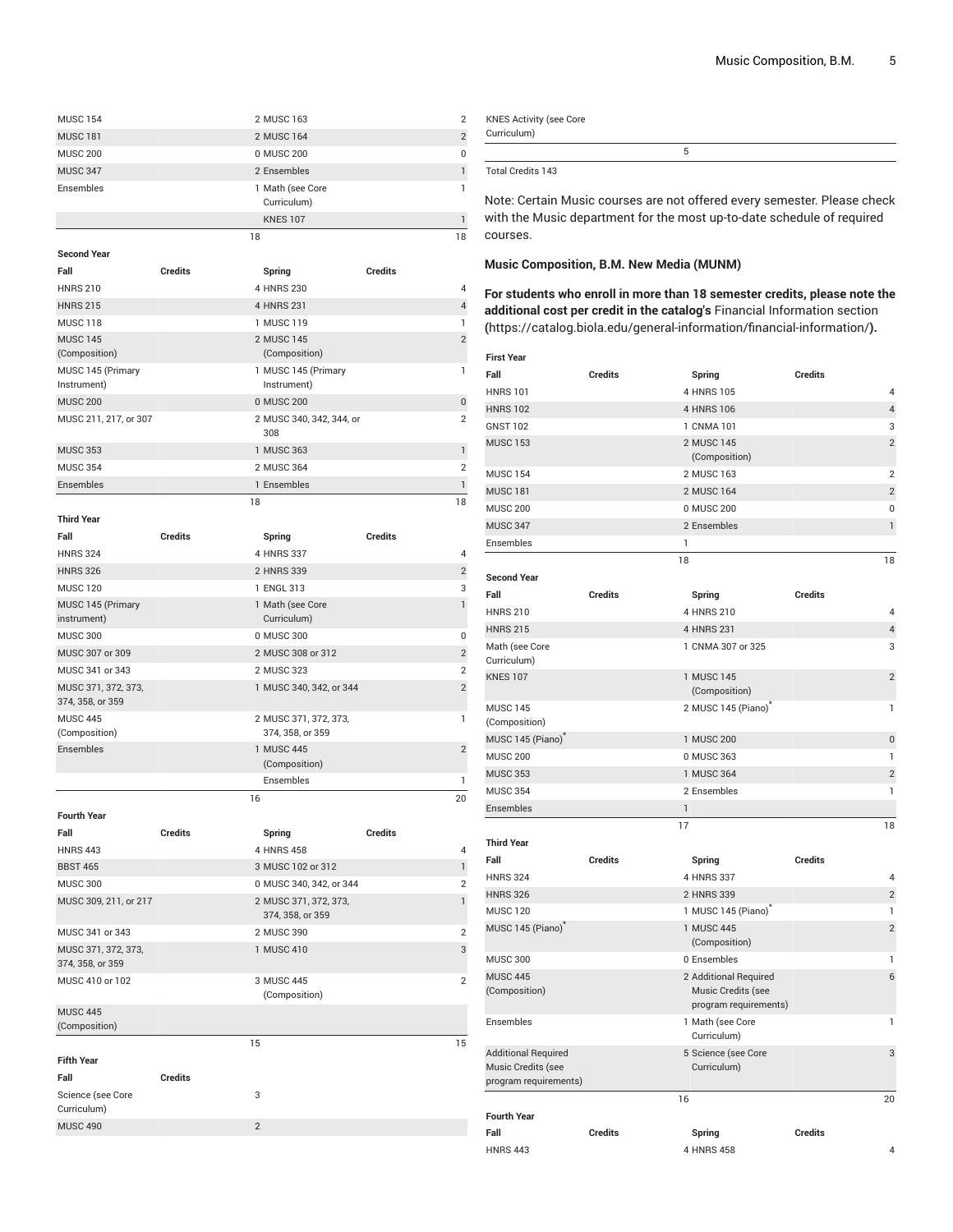| | | | |
|---|---|---|---|
| MUSC 154 | 2 | MUSC 163 | 2 |
| MUSC 181 | 2 | MUSC 164 | 2 |
| MUSC 200 | 0 | MUSC 200 | 0 |
| MUSC 347 | 2 | Ensembles | 1 |
| Ensembles | 1 | Math (see Core Curriculum) | 1 |
| | | KNES 107 | 1 |
| | 18 | | 18 |

**Second Year**

| Fall | Credits | Spring | Credits |
|---|---|---|---|
| HNRS 210 | 4 | HNRS 230 | 4 |
| HNRS 215 | 4 | HNRS 231 | 4 |
| MUSC 118 | 1 | MUSC 119 | 1 |
| MUSC 145 (Composition) | 2 | MUSC 145 (Composition) | 2 |
| MUSC 145 (Primary Instrument) | 1 | MUSC 145 (Primary Instrument) | 1 |
| MUSC 200 | 0 | MUSC 200 | 0 |
| MUSC 211, 217, or 307 | 2 | MUSC 340, 342, 344, or 308 | 2 |
| MUSC 353 | 1 | MUSC 363 | 1 |
| MUSC 354 | 2 | MUSC 364 | 2 |
| Ensembles | 1 | Ensembles | 1 |
| | 18 | | 18 |

**Third Year**

| Fall | Credits | Spring | Credits |
|---|---|---|---|
| HNRS 324 | 4 | HNRS 337 | 4 |
| HNRS 326 | 2 | HNRS 339 | 2 |
| MUSC 120 | 1 | ENGL 313 | 3 |
| MUSC 145 (Primary instrument) | 1 | Math (see Core Curriculum) | 1 |
| MUSC 300 | 0 | MUSC 300 | 0 |
| MUSC 307 or 309 | 2 | MUSC 308 or 312 | 2 |
| MUSC 341 or 343 | 2 | MUSC 323 | 2 |
| MUSC 371, 372, 373, 374, 358, or 359 | 1 | MUSC 340, 342, or 344 | 2 |
| MUSC 445 (Composition) | 2 | MUSC 371, 372, 373, 374, 358, or 359 | 1 |
| Ensembles | 1 | MUSC 445 (Composition) | 2 |
| | | Ensembles | 1 |
| | 16 | | 20 |

**Fourth Year**

| Fall | Credits | Spring | Credits |
|---|---|---|---|
| HNRS 443 | 4 | HNRS 458 | 4 |
| BBST 465 | 3 | MUSC 102 or 312 | 1 |
| MUSC 300 | 0 | MUSC 340, 342, or 344 | 2 |
| MUSC 309, 211, or 217 | 2 | MUSC 371, 372, 373, 374, 358, or 359 | 1 |
| MUSC 341 or 343 | 2 | MUSC 390 | 2 |
| MUSC 371, 372, 373, 374, 358, or 359 | 1 | MUSC 410 | 3 |
| MUSC 410 or 102 | 3 | MUSC 445 (Composition) | 2 |
| MUSC 445 (Composition) | | | |
| | 15 | | 15 |

**Fifth Year**

| Fall | Credits |
|---|---|
| Science (see Core Curriculum) | 3 |
| MUSC 490 | 2 |
| KNES Activity (see Core Curriculum) | |
| | 5 |

Total Credits 143

Note: Certain Music courses are not offered every semester. Please check with the Music department for the most up-to-date schedule of required courses.

**Music Composition, B.M. New Media (MUNM)**

**For students who enroll in more than 18 semester credits, please note the additional cost per credit in the catalog's** Financial Information section **(**https://catalog.biola.edu/general-information/financial-information/**).**

**First Year**

| Fall | Credits | Spring | Credits |
|---|---|---|---|
| HNRS 101 | 4 | HNRS 105 | 4 |
| HNRS 102 | 4 | HNRS 106 | 4 |
| GNST 102 | 1 | CNMA 101 | 3 |
| MUSC 153 | 2 | MUSC 145 (Composition) | 2 |
| MUSC 154 | 2 | MUSC 163 | 2 |
| MUSC 181 | 2 | MUSC 164 | 2 |
| MUSC 200 | 0 | MUSC 200 | 0 |
| MUSC 347 | 2 | Ensembles | 1 |
| Ensembles | 1 | | |
| | 18 | | 18 |

**Second Year**

| Fall | Credits | Spring | Credits |
|---|---|---|---|
| HNRS 210 | 4 | HNRS 210 | 4 |
| HNRS 215 | 4 | HNRS 231 | 4 |
| Math (see Core Curriculum) | 1 | CNMA 307 or 325 | 3 |
| KNES 107 | 1 | MUSC 145 (Composition) | 2 |
| MUSC 145 (Composition) | 2 | MUSC 145 (Piano)* | 1 |
| MUSC 145 (Piano)* | 1 | MUSC 200 | 0 |
| MUSC 200 | 0 | MUSC 363 | 1 |
| MUSC 353 | 1 | MUSC 364 | 2 |
| MUSC 354 | 2 | Ensembles | 1 |
| Ensembles | 1 | | |
| | 17 | | 18 |

**Third Year**

| Fall | Credits | Spring | Credits |
|---|---|---|---|
| HNRS 324 | 4 | HNRS 337 | 4 |
| HNRS 326 | 2 | HNRS 339 | 2 |
| MUSC 120 | 1 | MUSC 145 (Piano)* | 1 |
| MUSC 145 (Piano)* | 1 | MUSC 445 (Composition) | 2 |
| MUSC 300 | 0 | Ensembles | 1 |
| MUSC 445 (Composition) | 2 | Additional Required Music Credits (see program requirements) | 6 |
| Ensembles | 1 | Math (see Core Curriculum) | 1 |
| Additional Required Music Credits (see program requirements) | 5 | Science (see Core Curriculum) | 3 |
| | 16 | | 20 |

**Fourth Year**

| Fall | Credits | Spring | Credits |
|---|---|---|---|
| HNRS 443 | 4 | HNRS 458 | 4 |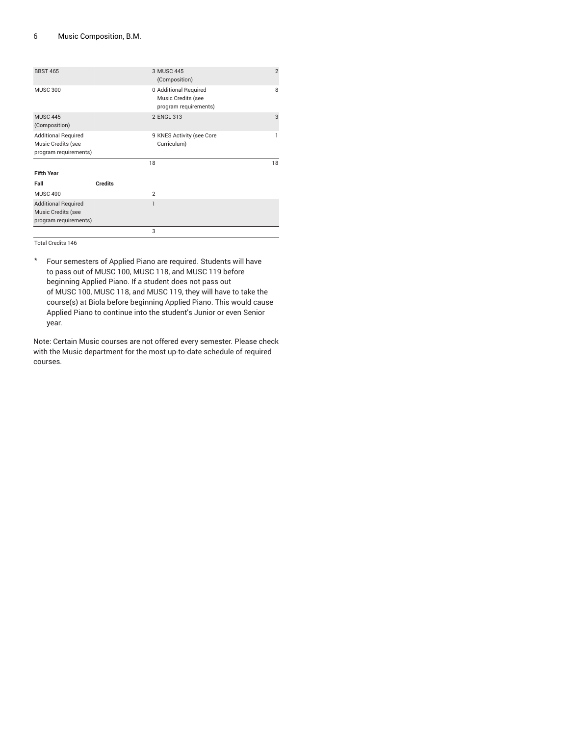| | | | |
|---|---|---|---|
| BBST 465 | 3 | MUSC 445 (Composition) | 2 |
| MUSC 300 | 0 | Additional Required Music Credits (see program requirements) | 8 |
| MUSC 445 (Composition) | 2 | ENGL 313 | 3 |
| Additional Required Music Credits (see program requirements) | 9 | KNES Activity (see Core Curriculum) | 1 |
| | 18 | | 18 |

**Fifth Year**

| Fall | Credits |
|---|---|
| MUSC 490 | 2 |
| Additional Required Music Credits (see program requirements) | 1 |
| | 3 |

Total Credits 146

\* Four semesters of Applied Piano are required. Students will have to pass out of MUSC 100, MUSC 118, and MUSC 119 before beginning Applied Piano. If a student does not pass out of MUSC 100, MUSC 118, and MUSC 119, they will have to take the course(s) at Biola before beginning Applied Piano. This would cause Applied Piano to continue into the student's Junior or even Senior year.

Note: Certain Music courses are not offered every semester. Please check with the Music department for the most up-to-date schedule of required courses.